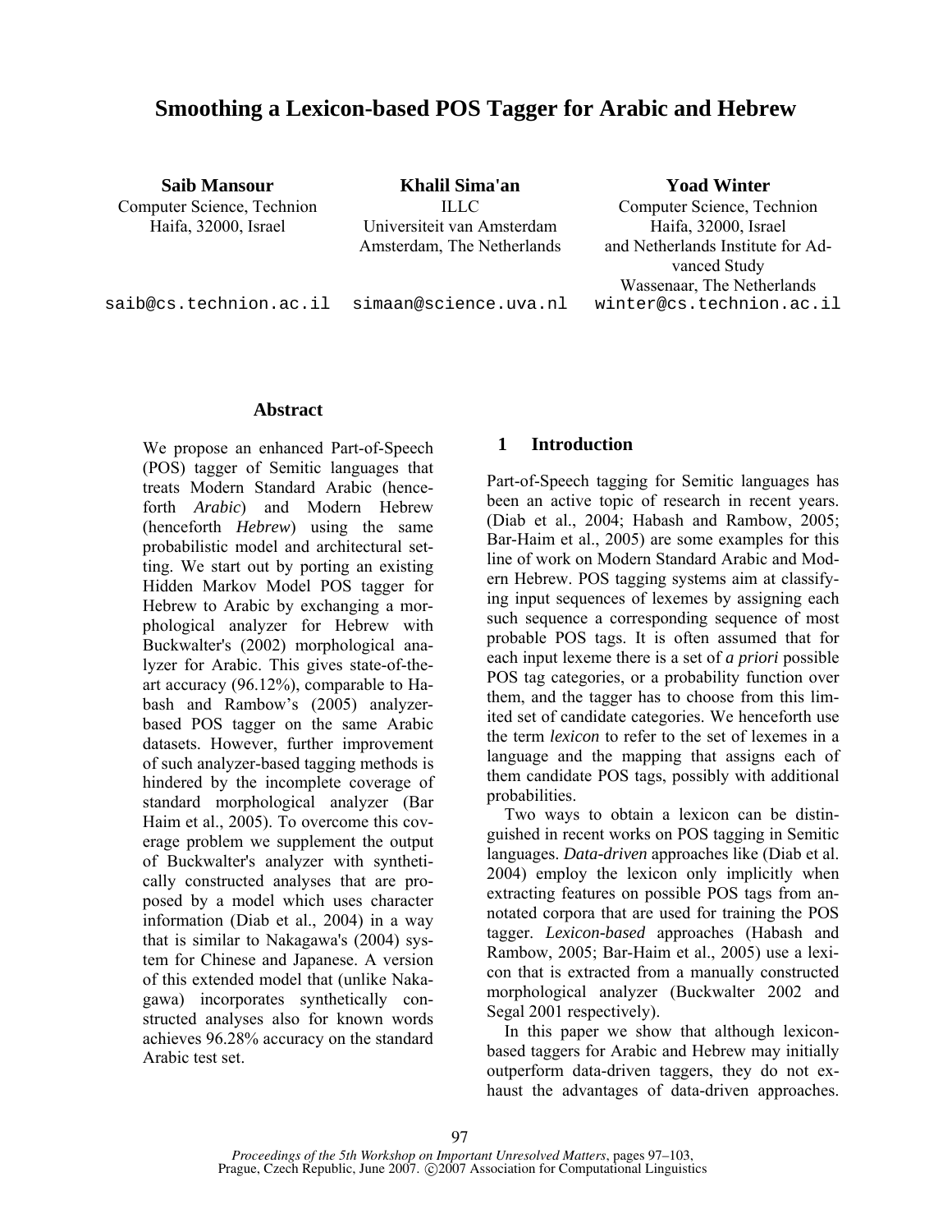# Smoothing a Lexicon-based POS Tagger for Arabic and Hebrew

**Saib Mansour**
Computer Science, Technion
Haifa, 32000, Israel
saib@cs.technion.ac.il

**Khalil Sima'an**
ILLC
Universiteit van Amsterdam
Amsterdam, The Netherlands
simaan@science.uva.nl

**Yoad Winter**
Computer Science, Technion
Haifa, 32000, Israel
and Netherlands Institute for Advanced Study
Wassenaar, The Netherlands
winter@cs.technion.ac.il

## Abstract

We propose an enhanced Part-of-Speech (POS) tagger of Semitic languages that treats Modern Standard Arabic (henceforth *Arabic*) and Modern Hebrew (henceforth *Hebrew*) using the same probabilistic model and architectural setting. We start out by porting an existing Hidden Markov Model POS tagger for Hebrew to Arabic by exchanging a morphological analyzer for Hebrew with Buckwalter's (2002) morphological analyzer for Arabic. This gives state-of-the-art accuracy (96.12%), comparable to Habash and Rambow's (2005) analyzer-based POS tagger on the same Arabic datasets. However, further improvement of such analyzer-based tagging methods is hindered by the incomplete coverage of standard morphological analyzer (Bar Haim et al., 2005). To overcome this coverage problem we supplement the output of Buckwalter's analyzer with synthetically constructed analyses that are proposed by a model which uses character information (Diab et al., 2004) in a way that is similar to Nakagawa's (2004) system for Chinese and Japanese. A version of this extended model that (unlike Nakagawa) incorporates synthetically constructed analyses also for known words achieves 96.28% accuracy on the standard Arabic test set.

## 1 Introduction

Part-of-Speech tagging for Semitic languages has been an active topic of research in recent years. (Diab et al., 2004; Habash and Rambow, 2005; Bar-Haim et al., 2005) are some examples for this line of work on Modern Standard Arabic and Modern Hebrew. POS tagging systems aim at classifying input sequences of lexemes by assigning each such sequence a corresponding sequence of most probable POS tags. It is often assumed that for each input lexeme there is a set of *a priori* possible POS tag categories, or a probability function over them, and the tagger has to choose from this limited set of candidate categories. We henceforth use the term *lexicon* to refer to the set of lexemes in a language and the mapping that assigns each of them candidate POS tags, possibly with additional probabilities.

Two ways to obtain a lexicon can be distinguished in recent works on POS tagging in Semitic languages. *Data-driven* approaches like (Diab et al. 2004) employ the lexicon only implicitly when extracting features on possible POS tags from annotated corpora that are used for training the POS tagger. *Lexicon-based* approaches (Habash and Rambow, 2005; Bar-Haim et al., 2005) use a lexicon that is extracted from a manually constructed morphological analyzer (Buckwalter 2002 and Segal 2001 respectively).

In this paper we show that although lexicon-based taggers for Arabic and Hebrew may initially outperform data-driven taggers, they do not exhaust the advantages of data-driven approaches.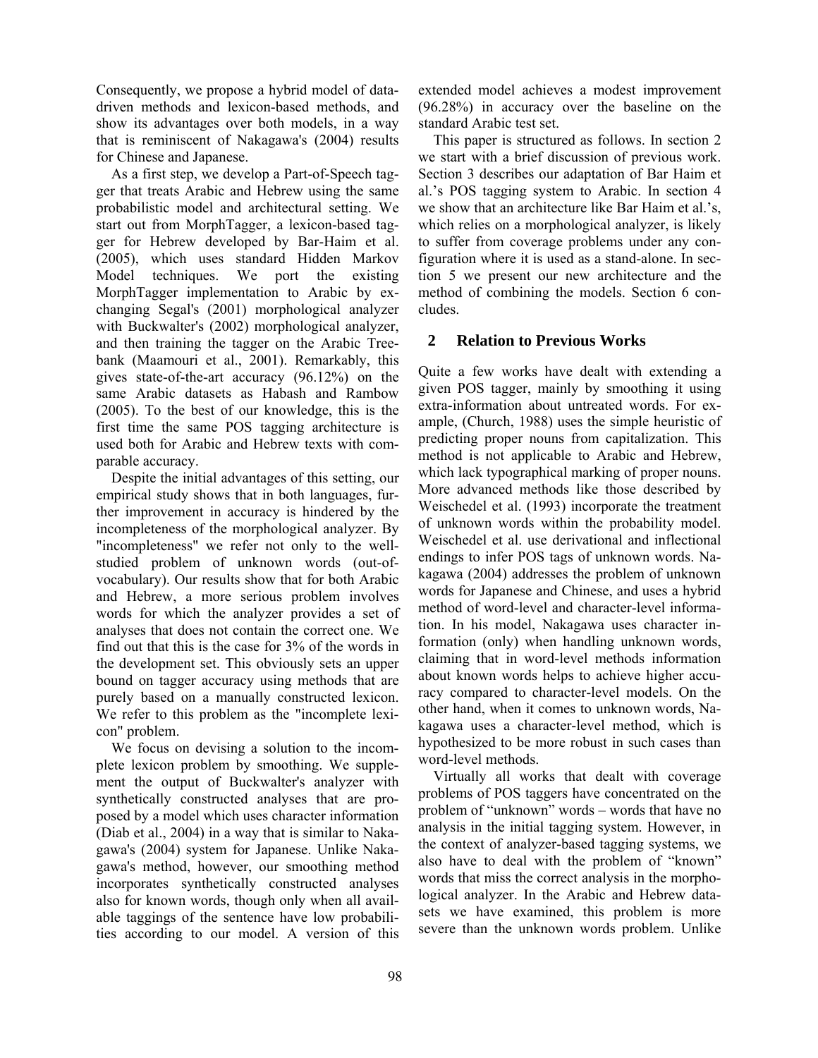Consequently, we propose a hybrid model of data-driven methods and lexicon-based methods, and show its advantages over both models, in a way that is reminiscent of Nakagawa's (2004) results for Chinese and Japanese.

As a first step, we develop a Part-of-Speech tagger that treats Arabic and Hebrew using the same probabilistic model and architectural setting. We start out from MorphTagger, a lexicon-based tagger for Hebrew developed by Bar-Haim et al. (2005), which uses standard Hidden Markov Model techniques. We port the existing MorphTagger implementation to Arabic by exchanging Segal's (2001) morphological analyzer with Buckwalter's (2002) morphological analyzer, and then training the tagger on the Arabic Treebank (Maamouri et al., 2001). Remarkably, this gives state-of-the-art accuracy (96.12%) on the same Arabic datasets as Habash and Rambow (2005). To the best of our knowledge, this is the first time the same POS tagging architecture is used both for Arabic and Hebrew texts with comparable accuracy.

Despite the initial advantages of this setting, our empirical study shows that in both languages, further improvement in accuracy is hindered by the incompleteness of the morphological analyzer. By "incompleteness" we refer not only to the well-studied problem of unknown words (out-of-vocabulary). Our results show that for both Arabic and Hebrew, a more serious problem involves words for which the analyzer provides a set of analyses that does not contain the correct one. We find out that this is the case for 3% of the words in the development set. This obviously sets an upper bound on tagger accuracy using methods that are purely based on a manually constructed lexicon. We refer to this problem as the "incomplete lexicon" problem.

We focus on devising a solution to the incomplete lexicon problem by smoothing. We supplement the output of Buckwalter's analyzer with synthetically constructed analyses that are proposed by a model which uses character information (Diab et al., 2004) in a way that is similar to Nakagawa's (2004) system for Japanese. Unlike Nakagawa's method, however, our smoothing method incorporates synthetically constructed analyses also for known words, though only when all available taggings of the sentence have low probabilities according to our model. A version of this extended model achieves a modest improvement (96.28%) in accuracy over the baseline on the standard Arabic test set.

This paper is structured as follows. In section 2 we start with a brief discussion of previous work. Section 3 describes our adaptation of Bar Haim et al.'s POS tagging system to Arabic. In section 4 we show that an architecture like Bar Haim et al.'s, which relies on a morphological analyzer, is likely to suffer from coverage problems under any configuration where it is used as a stand-alone. In section 5 we present our new architecture and the method of combining the models. Section 6 concludes.

## 2 Relation to Previous Works

Quite a few works have dealt with extending a given POS tagger, mainly by smoothing it using extra-information about untreated words. For example, (Church, 1988) uses the simple heuristic of predicting proper nouns from capitalization. This method is not applicable to Arabic and Hebrew, which lack typographical marking of proper nouns. More advanced methods like those described by Weischedel et al. (1993) incorporate the treatment of unknown words within the probability model. Weischedel et al. use derivational and inflectional endings to infer POS tags of unknown words. Nakagawa (2004) addresses the problem of unknown words for Japanese and Chinese, and uses a hybrid method of word-level and character-level information. In his model, Nakagawa uses character information (only) when handling unknown words, claiming that in word-level methods information about known words helps to achieve higher accuracy compared to character-level models. On the other hand, when it comes to unknown words, Nakagawa uses a character-level method, which is hypothesized to be more robust in such cases than word-level methods.

Virtually all works that dealt with coverage problems of POS taggers have concentrated on the problem of "unknown" words – words that have no analysis in the initial tagging system. However, in the context of analyzer-based tagging systems, we also have to deal with the problem of "known" words that miss the correct analysis in the morphological analyzer. In the Arabic and Hebrew datasets we have examined, this problem is more severe than the unknown words problem. Unlike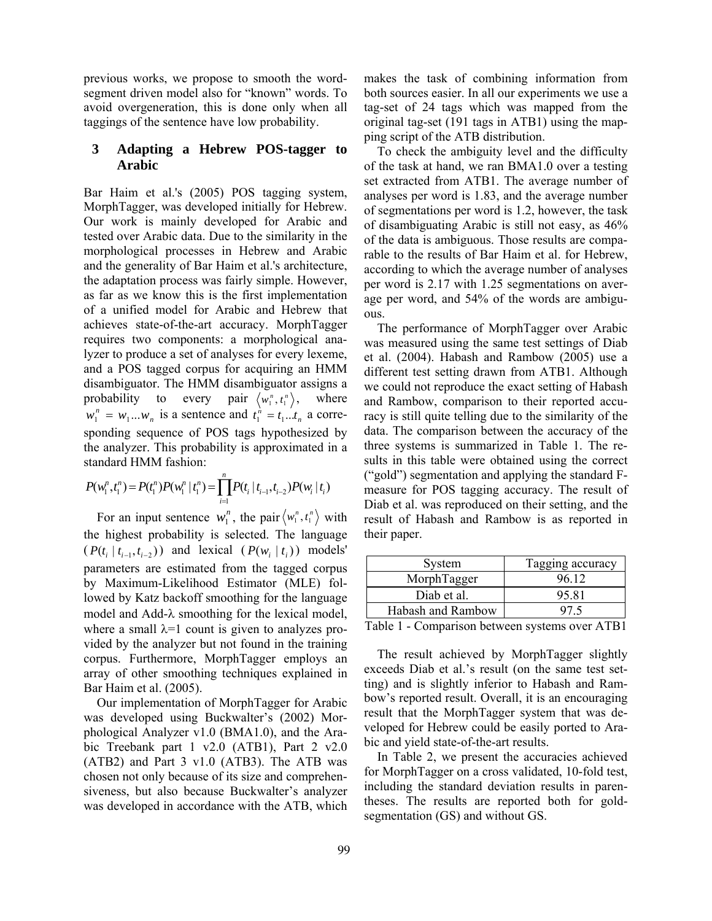previous works, we propose to smooth the word-segment driven model also for "known" words. To avoid overgeneration, this is done only when all taggings of the sentence have low probability.

## 3 Adapting a Hebrew POS-tagger to Arabic

Bar Haim et al.'s (2005) POS tagging system, MorphTagger, was developed initially for Hebrew. Our work is mainly developed for Arabic and tested over Arabic data. Due to the similarity in the morphological processes in Hebrew and Arabic and the generality of Bar Haim et al.'s architecture, the adaptation process was fairly simple. However, as far as we know this is the first implementation of a unified model for Arabic and Hebrew that achieves state-of-the-art accuracy. MorphTagger requires two components: a morphological analyzer to produce a set of analyses for every lexeme, and a POS tagged corpus for acquiring an HMM disambiguator. The HMM disambiguator assigns a probability to every pair $\langle w_1^n, t_1^n \rangle$, where $w_1^n = w_1 ... w_n$ is a sentence and $t_1^n = t_1 ... t_n$ a corresponding sequence of POS tags hypothesized by the analyzer. This probability is approximated in a standard HMM fashion:

$$P(w_1^n, t_1^n) = P(t_1^n) P(w_1^n \mid t_1^n) = \prod_{i=1}^{n} P(t_i \mid t_{i-1}, t_{i-2}) P(w_i \mid t_i)$$

For an input sentence $w_1^n$, the pair $\langle w_1^n, t_1^n \rangle$ with the highest probability is selected. The language ($P(t_i \mid t_{i-1}, t_{i-2})$) and lexical ($P(w_i \mid t_i)$) models' parameters are estimated from the tagged corpus by Maximum-Likelihood Estimator (MLE) followed by Katz backoff smoothing for the language model and Add-λ smoothing for the lexical model, where a small λ=1 count is given to analyzes provided by the analyzer but not found in the training corpus. Furthermore, MorphTagger employs an array of other smoothing techniques explained in Bar Haim et al. (2005).

Our implementation of MorphTagger for Arabic was developed using Buckwalter's (2002) Morphological Analyzer v1.0 (BMA1.0), and the Arabic Treebank part 1 v2.0 (ATB1), Part 2 v2.0 (ATB2) and Part 3 v1.0 (ATB3). The ATB was chosen not only because of its size and comprehensiveness, but also because Buckwalter's analyzer was developed in accordance with the ATB, which makes the task of combining information from both sources easier. In all our experiments we use a tag-set of 24 tags which was mapped from the original tag-set (191 tags in ATB1) using the mapping script of the ATB distribution.

To check the ambiguity level and the difficulty of the task at hand, we ran BMA1.0 over a testing set extracted from ATB1. The average number of analyses per word is 1.83, and the average number of segmentations per word is 1.2, however, the task of disambiguating Arabic is still not easy, as 46% of the data is ambiguous. Those results are comparable to the results of Bar Haim et al. for Hebrew, according to which the average number of analyses per word is 2.17 with 1.25 segmentations on average per word, and 54% of the words are ambiguous.

The performance of MorphTagger over Arabic was measured using the same test settings of Diab et al. (2004). Habash and Rambow (2005) use a different test setting drawn from ATB1. Although we could not reproduce the exact setting of Habash and Rambow, comparison to their reported accuracy is still quite telling due to the similarity of the data. The comparison between the accuracy of the three systems is summarized in Table 1. The results in this table were obtained using the correct ("gold") segmentation and applying the standard F-measure for POS tagging accuracy. The result of Diab et al. was reproduced on their setting, and the result of Habash and Rambow is as reported in their paper.

| System | Tagging accuracy |
|---|---|
| MorphTagger | 96.12 |
| Diab et al. | 95.81 |
| Habash and Rambow | 97.5 |

Table 1 - Comparison between systems over ATB1

The result achieved by MorphTagger slightly exceeds Diab et al.'s result (on the same test setting) and is slightly inferior to Habash and Rambow's reported result. Overall, it is an encouraging result that the MorphTagger system that was developed for Hebrew could be easily ported to Arabic and yield state-of-the-art results.

In Table 2, we present the accuracies achieved for MorphTagger on a cross validated, 10-fold test, including the standard deviation results in parentheses. The results are reported both for gold-segmentation (GS) and without GS.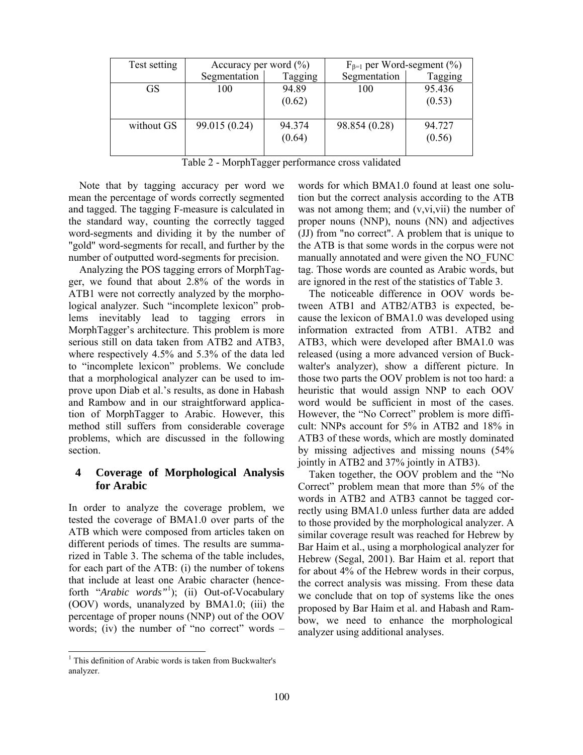| Test setting | Accuracy per word (%) | | $F_{\beta=1}$ per Word-segment (%) | |
|---|---|---|---|---|
| | Segmentation | Tagging | Segmentation | Tagging |
| GS | 100 | 94.89 (0.62) | 100 | 95.436 (0.53) |
| without GS | 99.015 (0.24) | 94.374 (0.64) | 98.854 (0.28) | 94.727 (0.56) |

Table 2 - MorphTagger performance cross validated

Note that by tagging accuracy per word we mean the percentage of words correctly segmented and tagged. The tagging F-measure is calculated in the standard way, counting the correctly tagged word-segments and dividing it by the number of "gold" word-segments for recall, and further by the number of outputted word-segments for precision.

Analyzing the POS tagging errors of MorphTagger, we found that about 2.8% of the words in ATB1 were not correctly analyzed by the morphological analyzer. Such "incomplete lexicon" problems inevitably lead to tagging errors in MorphTagger's architecture. This problem is more serious still on data taken from ATB2 and ATB3, where respectively 4.5% and 5.3% of the data led to "incomplete lexicon" problems. We conclude that a morphological analyzer can be used to improve upon Diab et al.'s results, as done in Habash and Rambow and in our straightforward application of MorphTagger to Arabic. However, this method still suffers from considerable coverage problems, which are discussed in the following section.

## 4 Coverage of Morphological Analysis for Arabic

In order to analyze the coverage problem, we tested the coverage of BMA1.0 over parts of the ATB which were composed from articles taken on different periods of times. The results are summarized in Table 3. The schema of the table includes, for each part of the ATB: (i) the number of tokens that include at least one Arabic character (henceforth "*Arabic words*"[1]); (ii) Out-of-Vocabulary (OOV) words, unanalyzed by BMA1.0; (iii) the percentage of proper nouns (NNP) out of the OOV words; (iv) the number of "no correct" words – words for which BMA1.0 found at least one solution but the correct analysis according to the ATB was not among them; and (v,vi,vii) the number of proper nouns (NNP), nouns (NN) and adjectives (JJ) from "no correct". A problem that is unique to the ATB is that some words in the corpus were not manually annotated and were given the NO_FUNC tag. Those words are counted as Arabic words, but are ignored in the rest of the statistics of Table 3.

The noticeable difference in OOV words between ATB1 and ATB2/ATB3 is expected, because the lexicon of BMA1.0 was developed using information extracted from ATB1. ATB2 and ATB3, which were developed after BMA1.0 was released (using a more advanced version of Buckwalter's analyzer), show a different picture. In those two parts the OOV problem is not too hard: a heuristic that would assign NNP to each OOV word would be sufficient in most of the cases. However, the "No Correct" problem is more difficult: NNPs account for 5% in ATB2 and 18% in ATB3 of these words, which are mostly dominated by missing adjectives and missing nouns (54% jointly in ATB2 and 37% jointly in ATB3).

Taken together, the OOV problem and the "No Correct" problem mean that more than 5% of the words in ATB2 and ATB3 cannot be tagged correctly using BMA1.0 unless further data are added to those provided by the morphological analyzer. A similar coverage result was reached for Hebrew by Bar Haim et al., using a morphological analyzer for Hebrew (Segal, 2001). Bar Haim et al. report that for about 4% of the Hebrew words in their corpus, the correct analysis was missing. From these data we conclude that on top of systems like the ones proposed by Bar Haim et al. and Habash and Rambow, we need to enhance the morphological analyzer using additional analyses.

[1] This definition of Arabic words is taken from Buckwalter's analyzer.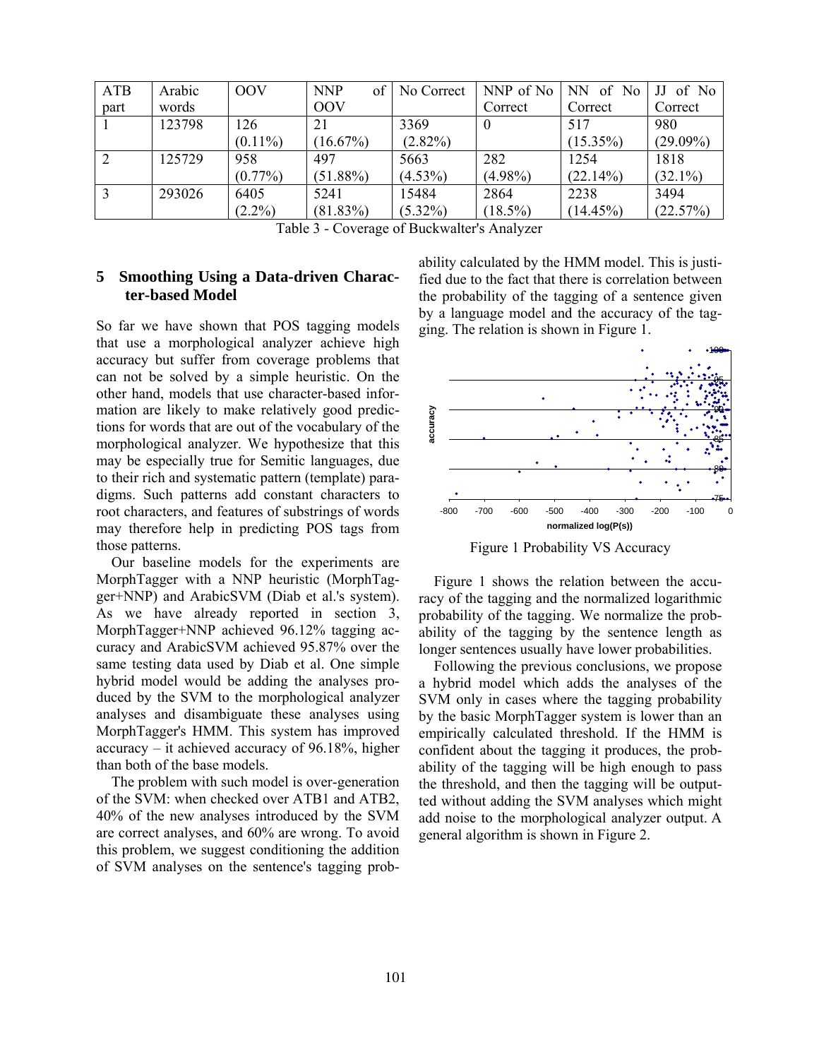| ATB part | Arabic words | OOV | NNP of OOV | No Correct | NNP of No Correct | NN of No Correct | JJ of No Correct |
|---|---|---|---|---|---|---|---|
| 1 | 123798 | 126 (0.11%) | 21 (16.67%) | 3369 (2.82%) | 0 | 517 (15.35%) | 980 (29.09%) |
| 2 | 125729 | 958 (0.77%) | 497 (51.88%) | 5663 (4.53%) | 282 (4.98%) | 1254 (22.14%) | 1818 (32.1%) |
| 3 | 293026 | 6405 (2.2%) | 5241 (81.83%) | 15484 (5.32%) | 2864 (18.5%) | 2238 (14.45%) | 3494 (22.57%) |

Table 3 - Coverage of Buckwalter's Analyzer

## 5 Smoothing Using a Data-driven Character-based Model

So far we have shown that POS tagging models that use a morphological analyzer achieve high accuracy but suffer from coverage problems that can not be solved by a simple heuristic. On the other hand, models that use character-based information are likely to make relatively good predictions for words that are out of the vocabulary of the morphological analyzer. We hypothesize that this may be especially true for Semitic languages, due to their rich and systematic pattern (template) paradigms. Such patterns add constant characters to root characters, and features of substrings of words may therefore help in predicting POS tags from those patterns.

Our baseline models for the experiments are MorphTagger with a NNP heuristic (MorphTagger+NNP) and ArabicSVM (Diab et al.'s system). As we have already reported in section 3, MorphTagger+NNP achieved 96.12% tagging accuracy and ArabicSVM achieved 95.87% over the same testing data used by Diab et al. One simple hybrid model would be adding the analyses produced by the SVM to the morphological analyzer analyses and disambiguate these analyses using MorphTagger's HMM. This system has improved accuracy – it achieved accuracy of 96.18%, higher than both of the base models.

The problem with such model is over-generation of the SVM: when checked over ATB1 and ATB2, 40% of the new analyses introduced by the SVM are correct analyses, and 60% are wrong. To avoid this problem, we suggest conditioning the addition of SVM analyses on the sentence's tagging probability calculated by the HMM model. This is justified due to the fact that there is correlation between the probability of the tagging of a sentence given by a language model and the accuracy of the tagging. The relation is shown in Figure 1.

Figure 1 Probability VS Accuracy

Figure 1 shows the relation between the accuracy of the tagging and the normalized logarithmic probability of the tagging. We normalize the probability of the tagging by the sentence length as longer sentences usually have lower probabilities.

Following the previous conclusions, we propose a hybrid model which adds the analyses of the SVM only in cases where the tagging probability by the basic MorphTagger system is lower than an empirically calculated threshold. If the HMM is confident about the tagging it produces, the probability of the tagging will be high enough to pass the threshold, and then the tagging will be outputted without adding the SVM analyses which might add noise to the morphological analyzer output. A general algorithm is shown in Figure 2.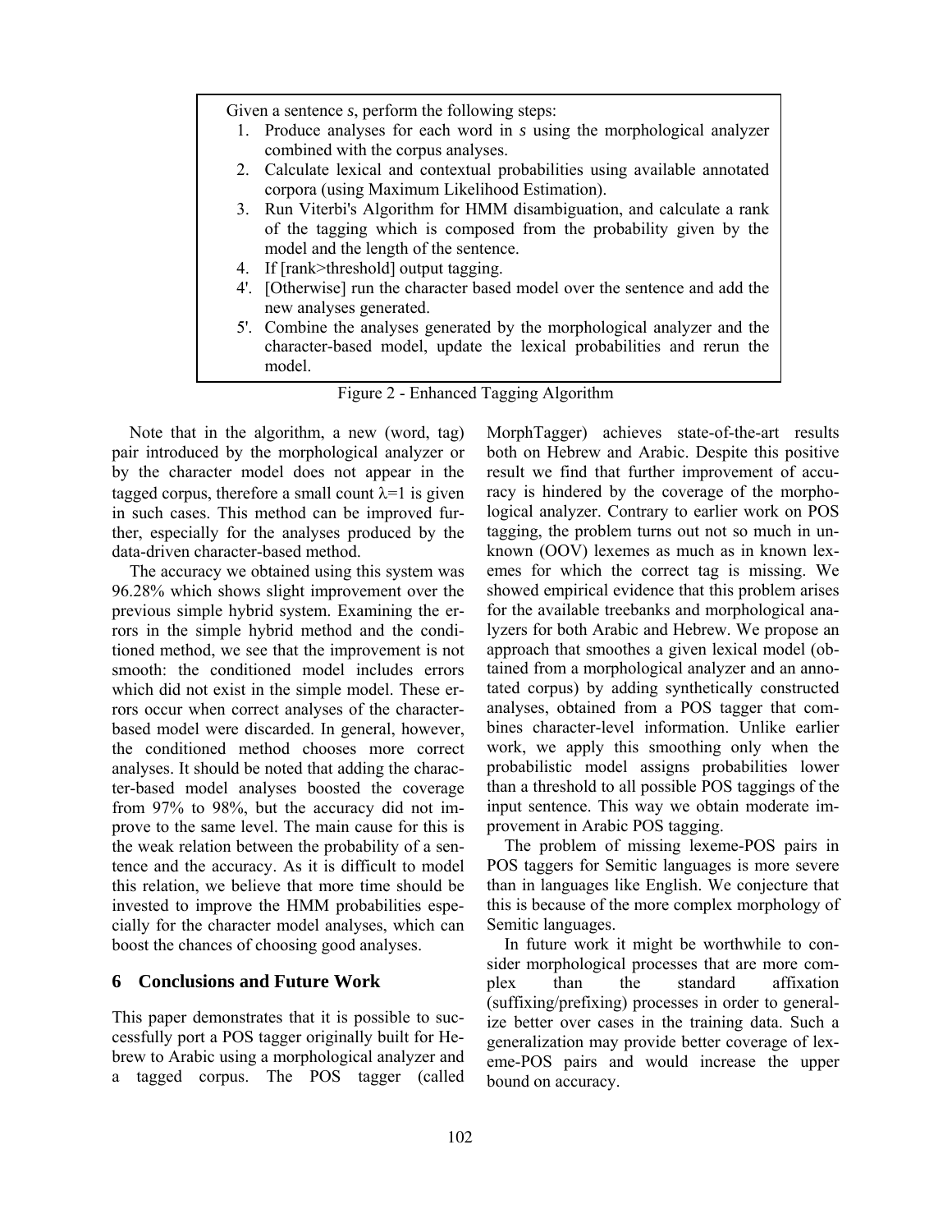Given a sentence *s*, perform the following steps:

1. Produce analyses for each word in *s* using the morphological analyzer combined with the corpus analyses.
2. Calculate lexical and contextual probabilities using available annotated corpora (using Maximum Likelihood Estimation).
3. Run Viterbi's Algorithm for HMM disambiguation, and calculate a rank of the tagging which is composed from the probability given by the model and the length of the sentence.
4. If [rank>threshold] output tagging.

4'. [Otherwise] run the character based model over the sentence and add the new analyses generated.

5'. Combine the analyses generated by the morphological analyzer and the character-based model, update the lexical probabilities and rerun the model.

Figure 2 - Enhanced Tagging Algorithm

Note that in the algorithm, a new (word, tag) pair introduced by the morphological analyzer or by the character model does not appear in the tagged corpus, therefore a small count $\lambda=1$ is given in such cases. This method can be improved further, especially for the analyses produced by the data-driven character-based method.

The accuracy we obtained using this system was 96.28% which shows slight improvement over the previous simple hybrid system. Examining the errors in the simple hybrid method and the conditioned method, we see that the improvement is not smooth: the conditioned model includes errors which did not exist in the simple model. These errors occur when correct analyses of the character-based model were discarded. In general, however, the conditioned method chooses more correct analyses. It should be noted that adding the character-based model analyses boosted the coverage from 97% to 98%, but the accuracy did not improve to the same level. The main cause for this is the weak relation between the probability of a sentence and the accuracy. As it is difficult to model this relation, we believe that more time should be invested to improve the HMM probabilities especially for the character model analyses, which can boost the chances of choosing good analyses.

## 6 Conclusions and Future Work

This paper demonstrates that it is possible to successfully port a POS tagger originally built for Hebrew to Arabic using a morphological analyzer and a tagged corpus. The POS tagger (called MorphTagger) achieves state-of-the-art results both on Hebrew and Arabic. Despite this positive result we find that further improvement of accuracy is hindered by the coverage of the morphological analyzer. Contrary to earlier work on POS tagging, the problem turns out not so much in unknown (OOV) lexemes as much as in known lexemes for which the correct tag is missing. We showed empirical evidence that this problem arises for the available treebanks and morphological analyzers for both Arabic and Hebrew. We propose an approach that smoothes a given lexical model (obtained from a morphological analyzer and an annotated corpus) by adding synthetically constructed analyses, obtained from a POS tagger that combines character-level information. Unlike earlier work, we apply this smoothing only when the probabilistic model assigns probabilities lower than a threshold to all possible POS taggings of the input sentence. This way we obtain moderate improvement in Arabic POS tagging.

The problem of missing lexeme-POS pairs in POS taggers for Semitic languages is more severe than in languages like English. We conjecture that this is because of the more complex morphology of Semitic languages.

In future work it might be worthwhile to consider morphological processes that are more complex than the standard affixation (suffixing/prefixing) processes in order to generalize better over cases in the training data. Such a generalization may provide better coverage of lexeme-POS pairs and would increase the upper bound on accuracy.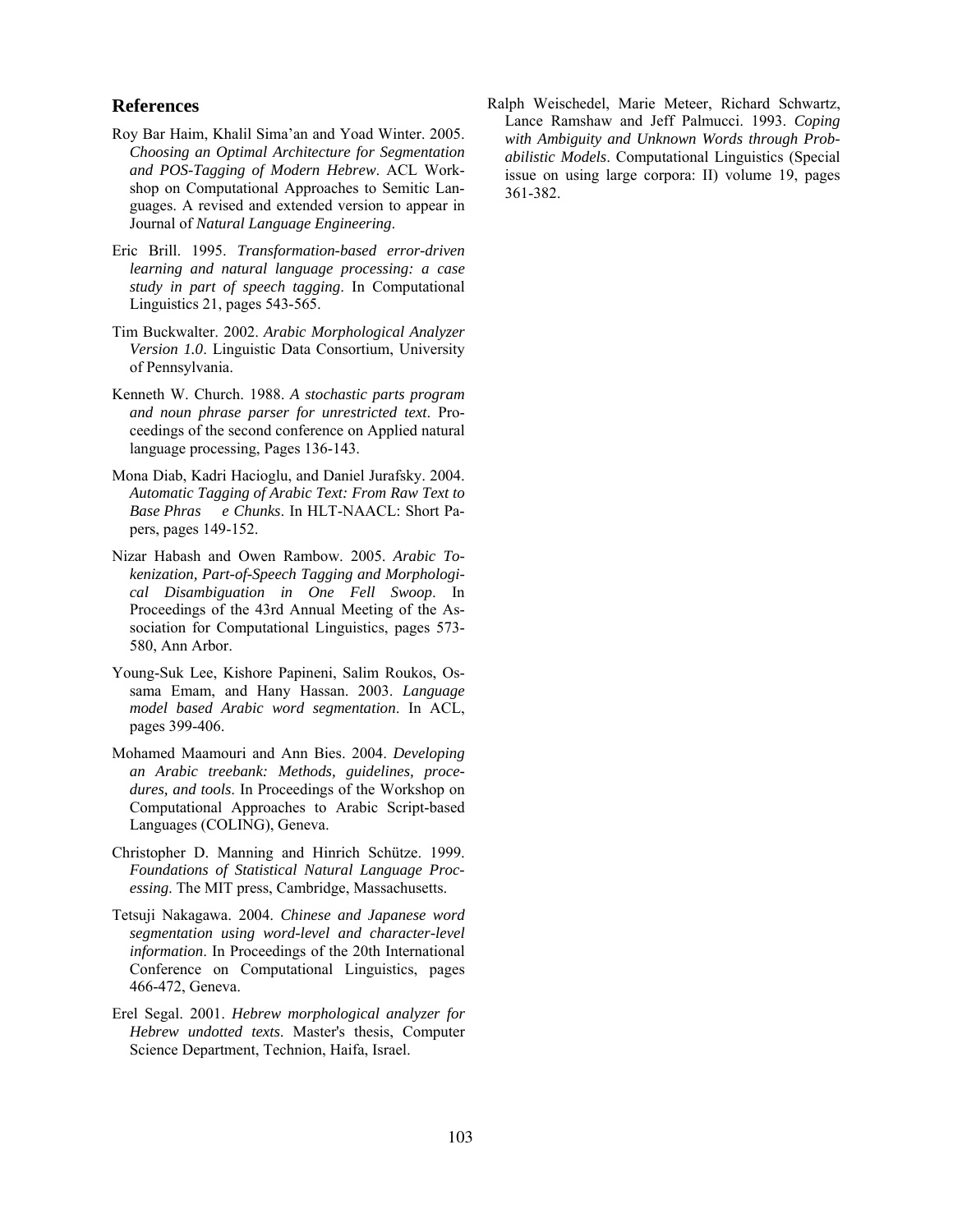## References

Roy Bar Haim, Khalil Sima'an and Yoad Winter. 2005. *Choosing an Optimal Architecture for Segmentation and POS-Tagging of Modern Hebrew*. ACL Workshop on Computational Approaches to Semitic Languages. A revised and extended version to appear in Journal of *Natural Language Engineering*.

Eric Brill. 1995. *Transformation-based error-driven learning and natural language processing: a case study in part of speech tagging*. In Computational Linguistics 21, pages 543-565.

Tim Buckwalter. 2002. *Arabic Morphological Analyzer Version 1.0*. Linguistic Data Consortium, University of Pennsylvania.

Kenneth W. Church. 1988. *A stochastic parts program and noun phrase parser for unrestricted text*. Proceedings of the second conference on Applied natural language processing, Pages 136-143.

Mona Diab, Kadri Hacioglu, and Daniel Jurafsky. 2004. *Automatic Tagging of Arabic Text: From Raw Text to Base Phras e Chunks*. In HLT-NAACL: Short Papers, pages 149-152.

Nizar Habash and Owen Rambow. 2005. *Arabic Tokenization, Part-of-Speech Tagging and Morphological Disambiguation in One Fell Swoop*. In Proceedings of the 43rd Annual Meeting of the Association for Computational Linguistics, pages 573-580, Ann Arbor.

Young-Suk Lee, Kishore Papineni, Salim Roukos, Ossama Emam, and Hany Hassan. 2003. *Language model based Arabic word segmentation*. In ACL, pages 399-406.

Mohamed Maamouri and Ann Bies. 2004. *Developing an Arabic treebank: Methods, guidelines, procedures, and tools*. In Proceedings of the Workshop on Computational Approaches to Arabic Script-based Languages (COLING), Geneva.

Christopher D. Manning and Hinrich Schütze. 1999. *Foundations of Statistical Natural Language Processing*. The MIT press, Cambridge, Massachusetts.

Tetsuji Nakagawa. 2004. *Chinese and Japanese word segmentation using word-level and character-level information*. In Proceedings of the 20th International Conference on Computational Linguistics, pages 466-472, Geneva.

Erel Segal. 2001. *Hebrew morphological analyzer for Hebrew undotted texts*. Master's thesis, Computer Science Department, Technion, Haifa, Israel.

Ralph Weischedel, Marie Meteer, Richard Schwartz, Lance Ramshaw and Jeff Palmucci. 1993. *Coping with Ambiguity and Unknown Words through Probabilistic Models*. Computational Linguistics (Special issue on using large corpora: II) volume 19, pages 361-382.